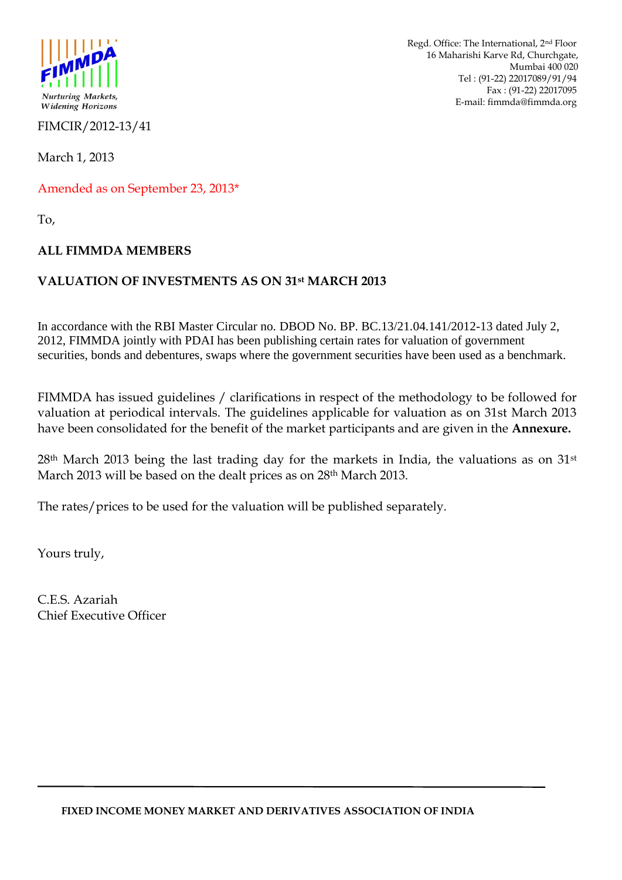FIMMDA

*Nurturing Markets, Widening Horizons*

Regd. Office: The International, 2nd Floor
16 Maharishi Karve Rd, Churchgate,
Mumbai 400 020
Tel : (91-22) 22017089/91/94
Fax : (91-22) 22017095
E-mail: fimmda@fimmda.org

FIMCIR/2012-13/41

March 1, 2013

Amended as on September 23, 2013*

To,

**ALL FIMMDA MEMBERS**

**VALUATION OF INVESTMENTS AS ON 31st MARCH 2013**

In accordance with the RBI Master Circular no. DBOD No. BP. BC.13/21.04.141/2012-13 dated July 2, 2012, FIMMDA jointly with PDAI has been publishing certain rates for valuation of government securities, bonds and debentures, swaps where the government securities have been used as a benchmark.

FIMMDA has issued guidelines / clarifications in respect of the methodology to be followed for valuation at periodical intervals. The guidelines applicable for valuation as on 31st March 2013 have been consolidated for the benefit of the market participants and are given in the **Annexure.**

28th March 2013 being the last trading day for the markets in India, the valuations as on 31st March 2013 will be based on the dealt prices as on 28th March 2013.

The rates/prices to be used for the valuation will be published separately.

Yours truly,

C.E.S. Azariah
Chief Executive Officer

**FIXED INCOME MONEY MARKET AND DERIVATIVES ASSOCIATION OF INDIA**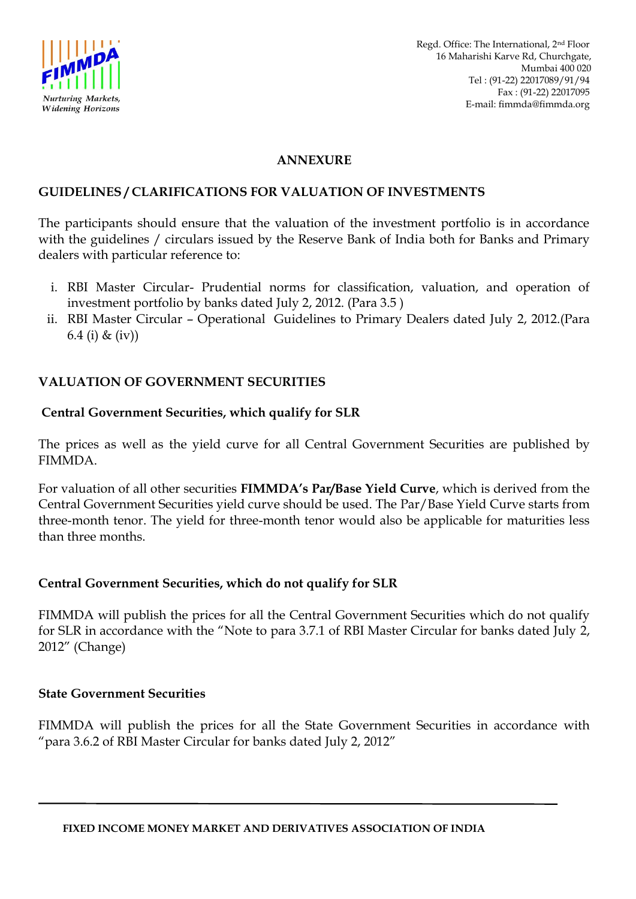## ANNEXURE

## GUIDELINES / CLARIFICATIONS FOR VALUATION OF INVESTMENTS

The participants should ensure that the valuation of the investment portfolio is in accordance with the guidelines / circulars issued by the Reserve Bank of India both for Banks and Primary dealers with particular reference to:

i. RBI Master Circular- Prudential norms for classification, valuation, and operation of investment portfolio by banks dated July 2, 2012. (Para 3.5 )
ii. RBI Master Circular – Operational Guidelines to Primary Dealers dated July 2, 2012.(Para 6.4 (i) & (iv))

## VALUATION OF GOVERNMENT SECURITIES

### Central Government Securities, which qualify for SLR

The prices as well as the yield curve for all Central Government Securities are published by FIMMDA.

For valuation of all other securities **FIMMDA's Par/Base Yield Curve**, which is derived from the Central Government Securities yield curve should be used. The Par/Base Yield Curve starts from three-month tenor. The yield for three-month tenor would also be applicable for maturities less than three months.

### Central Government Securities, which do not qualify for SLR

FIMMDA will publish the prices for all the Central Government Securities which do not qualify for SLR in accordance with the "Note to para 3.7.1 of RBI Master Circular for banks dated July 2, 2012" (Change)

### State Government Securities

FIMMDA will publish the prices for all the State Government Securities in accordance with "para 3.6.2 of RBI Master Circular for banks dated July 2, 2012"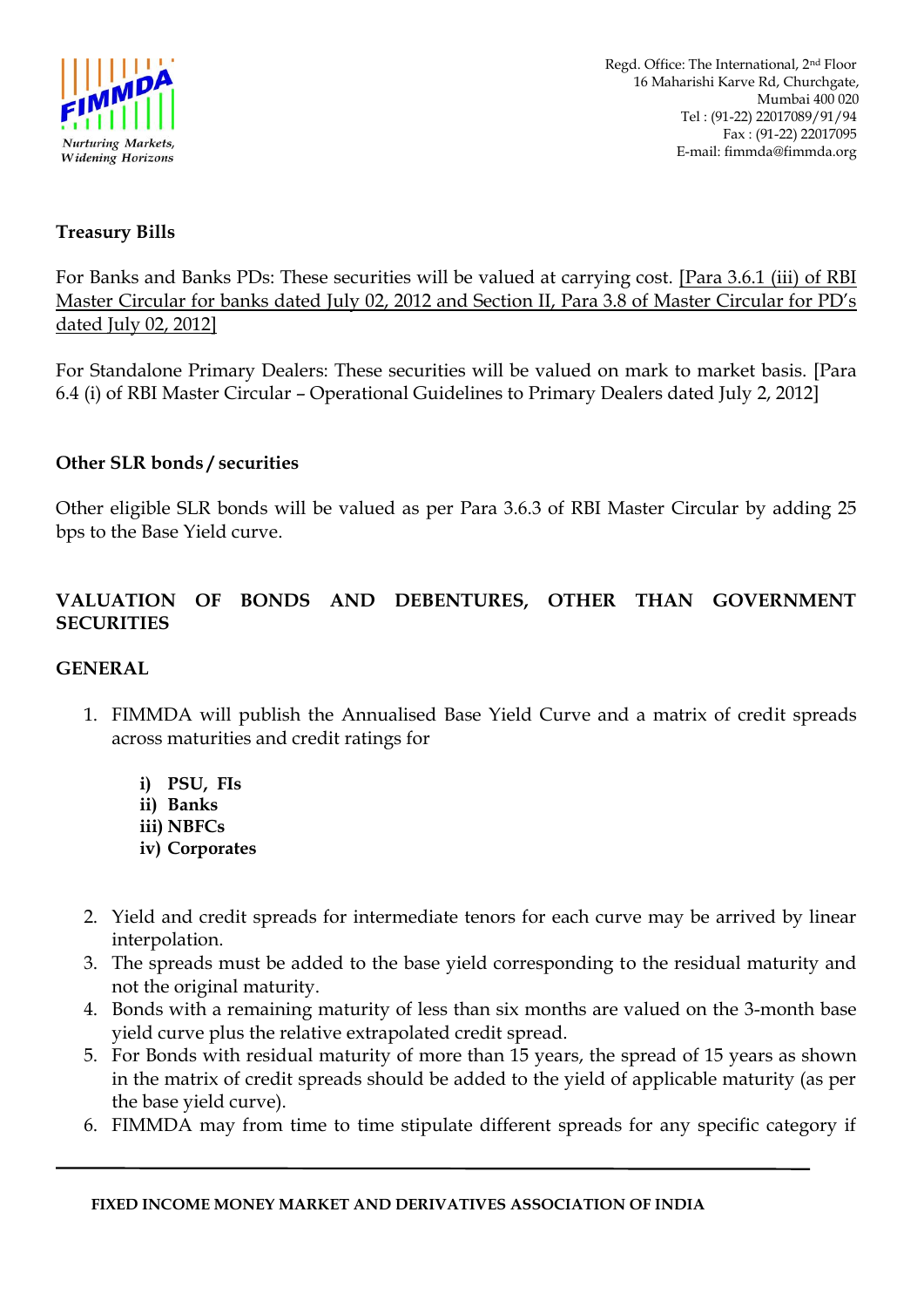**Treasury Bills**

For Banks and Banks PDs: These securities will be valued at carrying cost. [Para 3.6.1 (iii) of RBI Master Circular for banks dated July 02, 2012 and Section II, Para 3.8 of Master Circular for PD's dated July 02, 2012]

For Standalone Primary Dealers: These securities will be valued on mark to market basis. [Para 6.4 (i) of RBI Master Circular – Operational Guidelines to Primary Dealers dated July 2, 2012]

**Other SLR bonds / securities**

Other eligible SLR bonds will be valued as per Para 3.6.3 of RBI Master Circular by adding 25 bps to the Base Yield curve.

## VALUATION OF BONDS AND DEBENTURES, OTHER THAN GOVERNMENT SECURITIES

### GENERAL

1. FIMMDA will publish the Annualised Base Yield Curve and a matrix of credit spreads across maturities and credit ratings for

   **i) PSU, FIs**
   **ii) Banks**
   **iii) NBFCs**
   **iv) Corporates**

2. Yield and credit spreads for intermediate tenors for each curve may be arrived by linear interpolation.
3. The spreads must be added to the base yield corresponding to the residual maturity and not the original maturity.
4. Bonds with a remaining maturity of less than six months are valued on the 3-month base yield curve plus the relative extrapolated credit spread.
5. For Bonds with residual maturity of more than 15 years, the spread of 15 years as shown in the matrix of credit spreads should be added to the yield of applicable maturity (as per the base yield curve).
6. FIMMDA may from time to time stipulate different spreads for any specific category if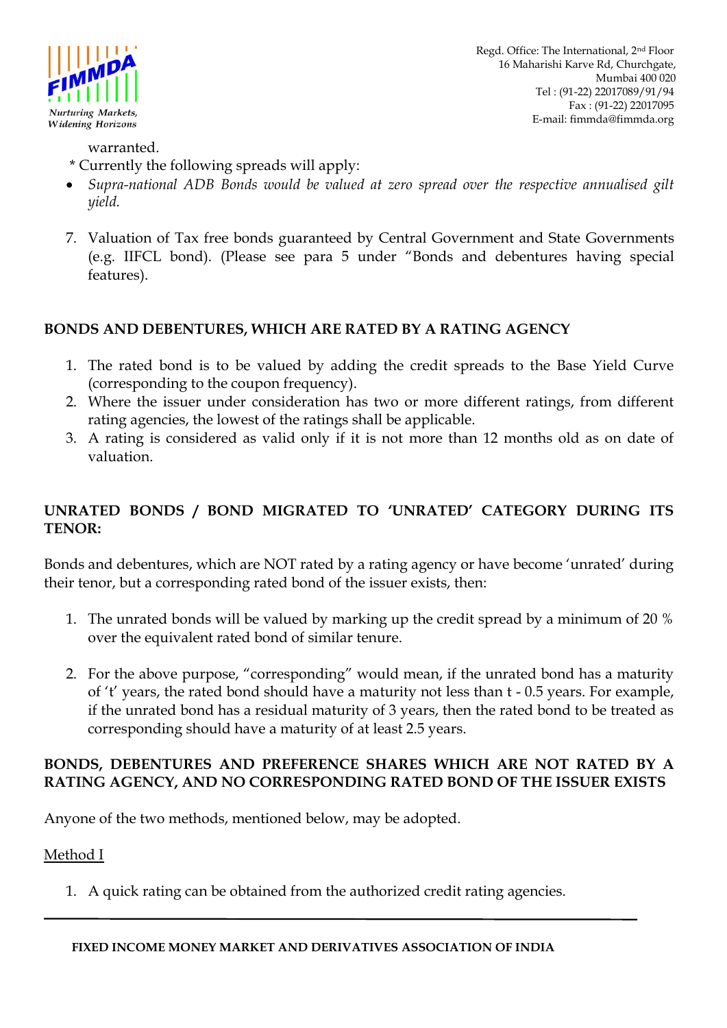warranted.

\* Currently the following spreads will apply:

- *Supra-national ADB Bonds would be valued at zero spread over the respective annualised gilt yield.*

7. Valuation of Tax free bonds guaranteed by Central Government and State Governments (e.g. IIFCL bond). (Please see para 5 under "Bonds and debentures having special features).

## BONDS AND DEBENTURES, WHICH ARE RATED BY A RATING AGENCY

1. The rated bond is to be valued by adding the credit spreads to the Base Yield Curve (corresponding to the coupon frequency).
2. Where the issuer under consideration has two or more different ratings, from different rating agencies, the lowest of the ratings shall be applicable.
3. A rating is considered as valid only if it is not more than 12 months old as on date of valuation.

## UNRATED BONDS / BOND MIGRATED TO 'UNRATED' CATEGORY DURING ITS TENOR:

Bonds and debentures, which are NOT rated by a rating agency or have become 'unrated' during their tenor, but a corresponding rated bond of the issuer exists, then:

1. The unrated bonds will be valued by marking up the credit spread by a minimum of 20 % over the equivalent rated bond of similar tenure.

2. For the above purpose, "corresponding" would mean, if the unrated bond has a maturity of 't' years, the rated bond should have a maturity not less than t - 0.5 years. For example, if the unrated bond has a residual maturity of 3 years, then the rated bond to be treated as corresponding should have a maturity of at least 2.5 years.

## BONDS, DEBENTURES AND PREFERENCE SHARES WHICH ARE NOT RATED BY A RATING AGENCY, AND NO CORRESPONDING RATED BOND OF THE ISSUER EXISTS

Anyone of the two methods, mentioned below, may be adopted.

Method I

1. A quick rating can be obtained from the authorized credit rating agencies.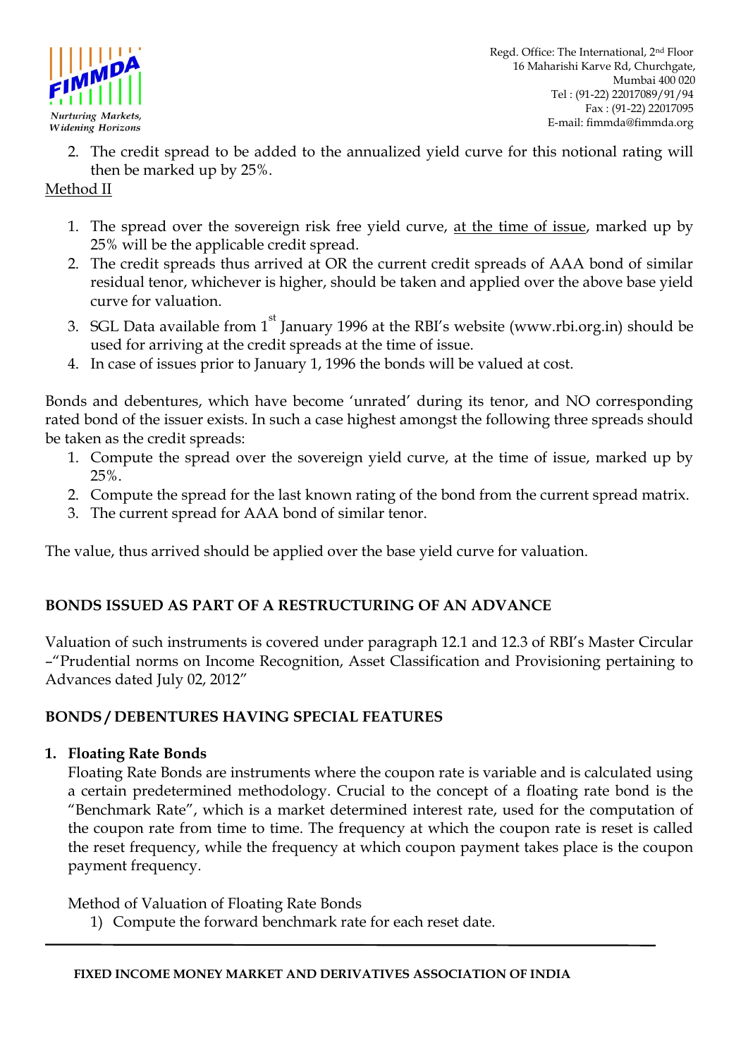2. The credit spread to be added to the annualized yield curve for this notional rating will then be marked up by 25%.

Method II

1. The spread over the sovereign risk free yield curve, at the time of issue, marked up by 25% will be the applicable credit spread.
2. The credit spreads thus arrived at OR the current credit spreads of AAA bond of similar residual tenor, whichever is higher, should be taken and applied over the above base yield curve for valuation.
3. SGL Data available from 1st January 1996 at the RBI's website (www.rbi.org.in) should be used for arriving at the credit spreads at the time of issue.
4. In case of issues prior to January 1, 1996 the bonds will be valued at cost.

Bonds and debentures, which have become 'unrated' during its tenor, and NO corresponding rated bond of the issuer exists. In such a case highest amongst the following three spreads should be taken as the credit spreads:

1. Compute the spread over the sovereign yield curve, at the time of issue, marked up by 25%.
2. Compute the spread for the last known rating of the bond from the current spread matrix.
3. The current spread for AAA bond of similar tenor.

The value, thus arrived should be applied over the base yield curve for valuation.

## BONDS ISSUED AS PART OF A RESTRUCTURING OF AN ADVANCE

Valuation of such instruments is covered under paragraph 12.1 and 12.3 of RBI's Master Circular –"Prudential norms on Income Recognition, Asset Classification and Provisioning pertaining to Advances dated July 02, 2012"

## BONDS / DEBENTURES HAVING SPECIAL FEATURES

**1. Floating Rate Bonds**

Floating Rate Bonds are instruments where the coupon rate is variable and is calculated using a certain predetermined methodology. Crucial to the concept of a floating rate bond is the "Benchmark Rate", which is a market determined interest rate, used for the computation of the coupon rate from time to time. The frequency at which the coupon rate is reset is called the reset frequency, while the frequency at which coupon payment takes place is the coupon payment frequency.

Method of Valuation of Floating Rate Bonds

1) Compute the forward benchmark rate for each reset date.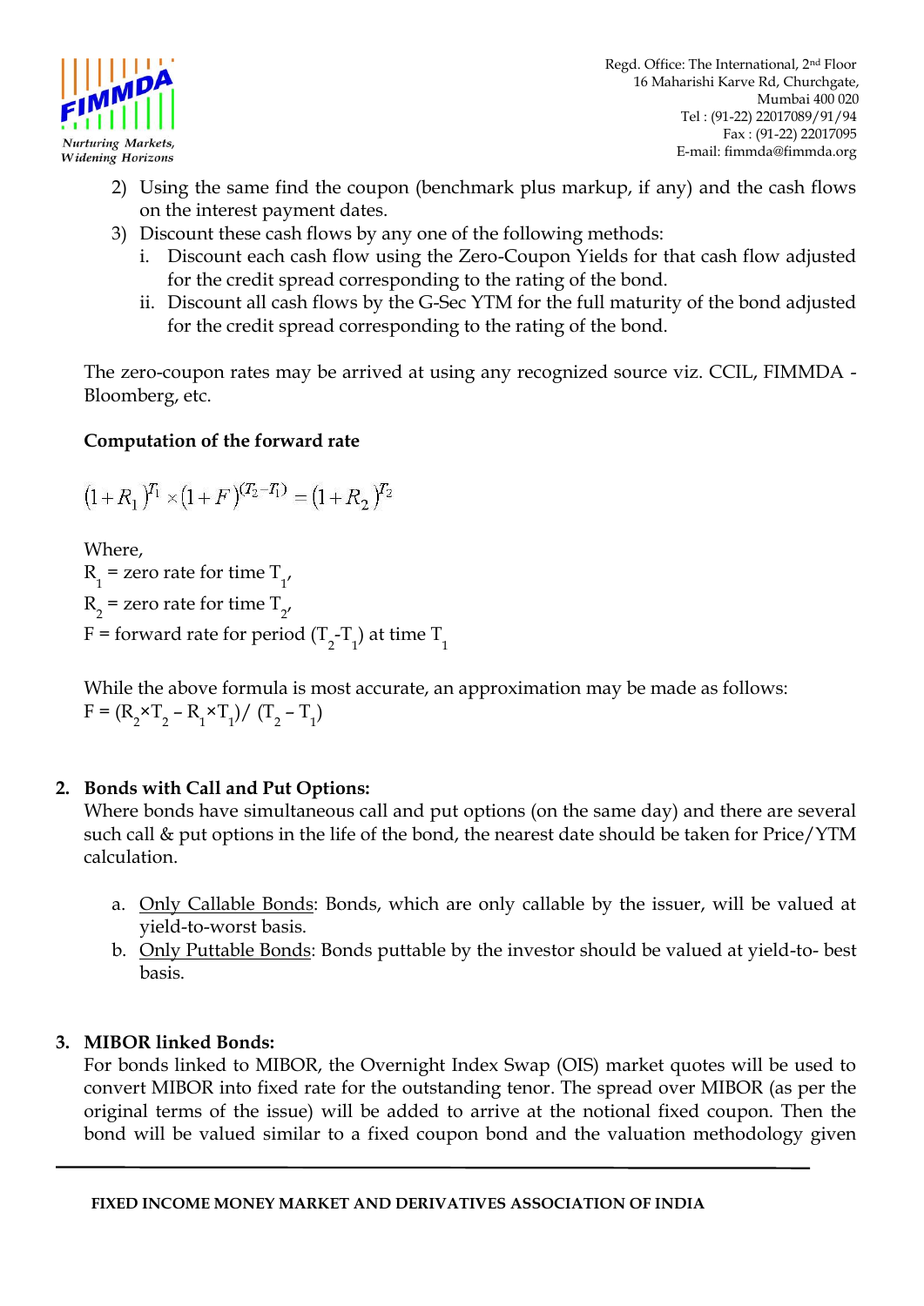2) Using the same find the coupon (benchmark plus markup, if any) and the cash flows on the interest payment dates.
3) Discount these cash flows by any one of the following methods:
   i. Discount each cash flow using the Zero-Coupon Yields for that cash flow adjusted for the credit spread corresponding to the rating of the bond.
   ii. Discount all cash flows by the G-Sec YTM for the full maturity of the bond adjusted for the credit spread corresponding to the rating of the bond.

The zero-coupon rates may be arrived at using any recognized source viz. CCIL, FIMMDA - Bloomberg, etc.

**Computation of the forward rate**

$$(1+R_1)^{T_1} \times (1+F)^{(T_2-T_1)} = (1+R_2)^{T_2}$$

Where,
$R_1$ = zero rate for time $T_1$,
$R_2$ = zero rate for time $T_2$,
F = forward rate for period $(T_2-T_1)$ at time $T_1$

While the above formula is most accurate, an approximation may be made as follows:
$F = (R_2 \times T_2 - R_1 \times T_1) / (T_2 - T_1)$

**2. Bonds with Call and Put Options:**

Where bonds have simultaneous call and put options (on the same day) and there are several such call & put options in the life of the bond, the nearest date should be taken for Price/YTM calculation.

a. Only Callable Bonds: Bonds, which are only callable by the issuer, will be valued at yield-to-worst basis.
b. Only Puttable Bonds: Bonds puttable by the investor should be valued at yield-to- best basis.

**3. MIBOR linked Bonds:**

For bonds linked to MIBOR, the Overnight Index Swap (OIS) market quotes will be used to convert MIBOR into fixed rate for the outstanding tenor. The spread over MIBOR (as per the original terms of the issue) will be added to arrive at the notional fixed coupon. Then the bond will be valued similar to a fixed coupon bond and the valuation methodology given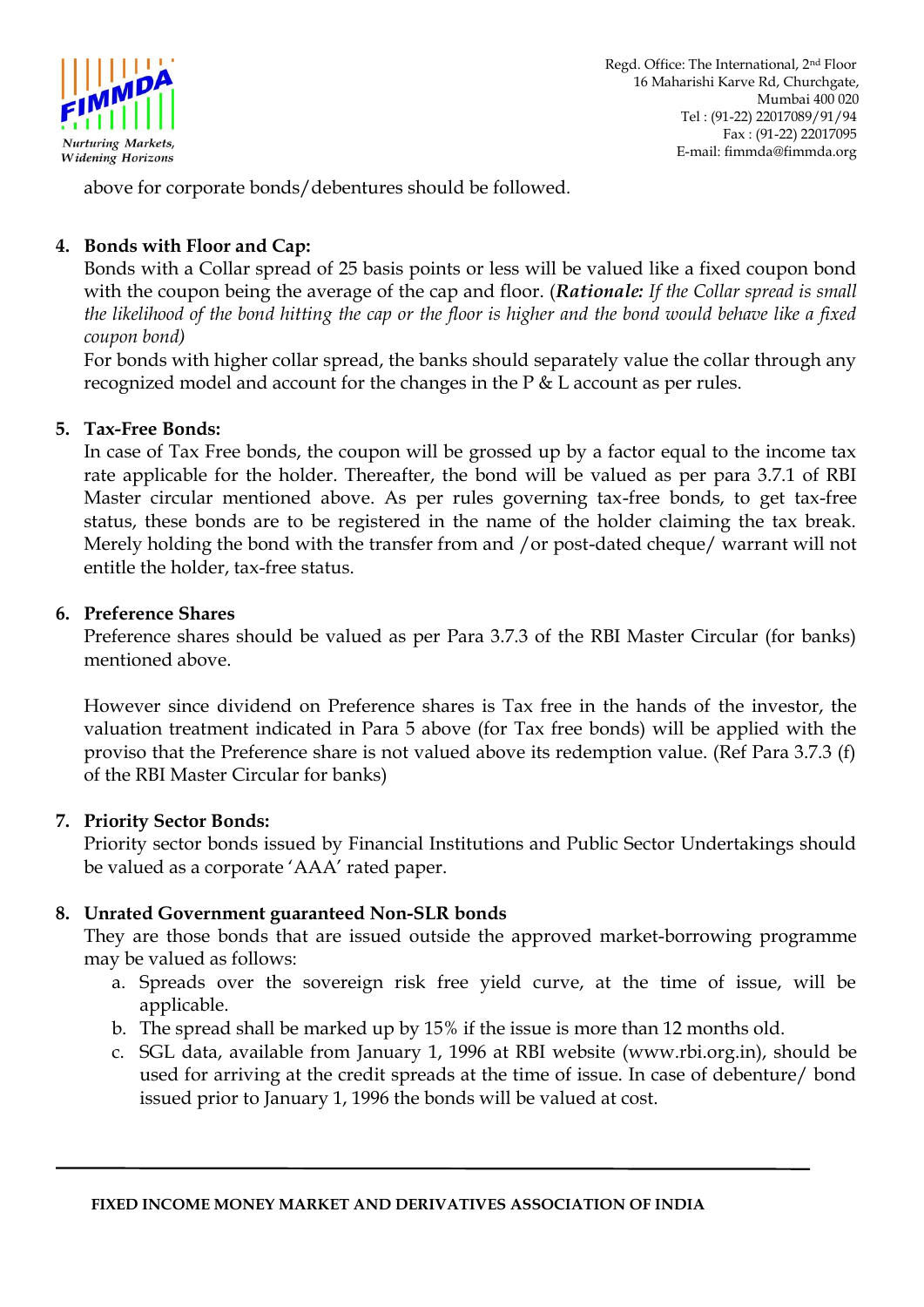above for corporate bonds/debentures should be followed.

4. **Bonds with Floor and Cap:**
   Bonds with a Collar spread of 25 basis points or less will be valued like a fixed coupon bond with the coupon being the average of the cap and floor. (***Rationale:*** *If the Collar spread is small the likelihood of the bond hitting the cap or the floor is higher and the bond would behave like a fixed coupon bond)*
   For bonds with higher collar spread, the banks should separately value the collar through any recognized model and account for the changes in the P & L account as per rules.

5. **Tax-Free Bonds:**
   In case of Tax Free bonds, the coupon will be grossed up by a factor equal to the income tax rate applicable for the holder. Thereafter, the bond will be valued as per para 3.7.1 of RBI Master circular mentioned above. As per rules governing tax-free bonds, to get tax-free status, these bonds are to be registered in the name of the holder claiming the tax break. Merely holding the bond with the transfer from and /or post-dated cheque/ warrant will not entitle the holder, tax-free status.

6. **Preference Shares**
   Preference shares should be valued as per Para 3.7.3 of the RBI Master Circular (for banks) mentioned above.

   However since dividend on Preference shares is Tax free in the hands of the investor, the valuation treatment indicated in Para 5 above (for Tax free bonds) will be applied with the proviso that the Preference share is not valued above its redemption value. (Ref Para 3.7.3 (f) of the RBI Master Circular for banks)

7. **Priority Sector Bonds:**
   Priority sector bonds issued by Financial Institutions and Public Sector Undertakings should be valued as a corporate 'AAA' rated paper.

8. **Unrated Government guaranteed Non-SLR bonds**
   They are those bonds that are issued outside the approved market-borrowing programme may be valued as follows:
   a. Spreads over the sovereign risk free yield curve, at the time of issue, will be applicable.
   b. The spread shall be marked up by 15% if the issue is more than 12 months old.
   c. SGL data, available from January 1, 1996 at RBI website (www.rbi.org.in), should be used for arriving at the credit spreads at the time of issue. In case of debenture/ bond issued prior to January 1, 1996 the bonds will be valued at cost.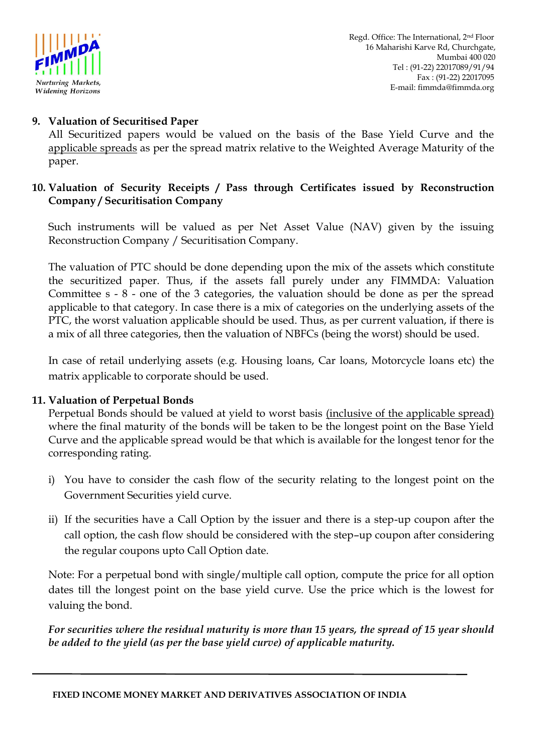**9. Valuation of Securitised Paper**

All Securitized papers would be valued on the basis of the Base Yield Curve and the applicable spreads as per the spread matrix relative to the Weighted Average Maturity of the paper.

**10. Valuation of Security Receipts / Pass through Certificates issued by Reconstruction Company / Securitisation Company**

Such instruments will be valued as per Net Asset Value (NAV) given by the issuing Reconstruction Company / Securitisation Company.

The valuation of PTC should be done depending upon the mix of the assets which constitute the securitized paper. Thus, if the assets fall purely under any FIMMDA: Valuation Committee s - 8 - one of the 3 categories, the valuation should be done as per the spread applicable to that category. In case there is a mix of categories on the underlying assets of the PTC, the worst valuation applicable should be used. Thus, as per current valuation, if there is a mix of all three categories, then the valuation of NBFCs (being the worst) should be used.

In case of retail underlying assets (e.g. Housing loans, Car loans, Motorcycle loans etc) the matrix applicable to corporate should be used.

**11. Valuation of Perpetual Bonds**

Perpetual Bonds should be valued at yield to worst basis (inclusive of the applicable spread) where the final maturity of the bonds will be taken to be the longest point on the Base Yield Curve and the applicable spread would be that which is available for the longest tenor for the corresponding rating.

i) You have to consider the cash flow of the security relating to the longest point on the Government Securities yield curve.

ii) If the securities have a Call Option by the issuer and there is a step-up coupon after the call option, the cash flow should be considered with the step–up coupon after considering the regular coupons upto Call Option date.

Note: For a perpetual bond with single/multiple call option, compute the price for all option dates till the longest point on the base yield curve. Use the price which is the lowest for valuing the bond.

***For securities where the residual maturity is more than 15 years, the spread of 15 year should be added to the yield (as per the base yield curve) of applicable maturity.***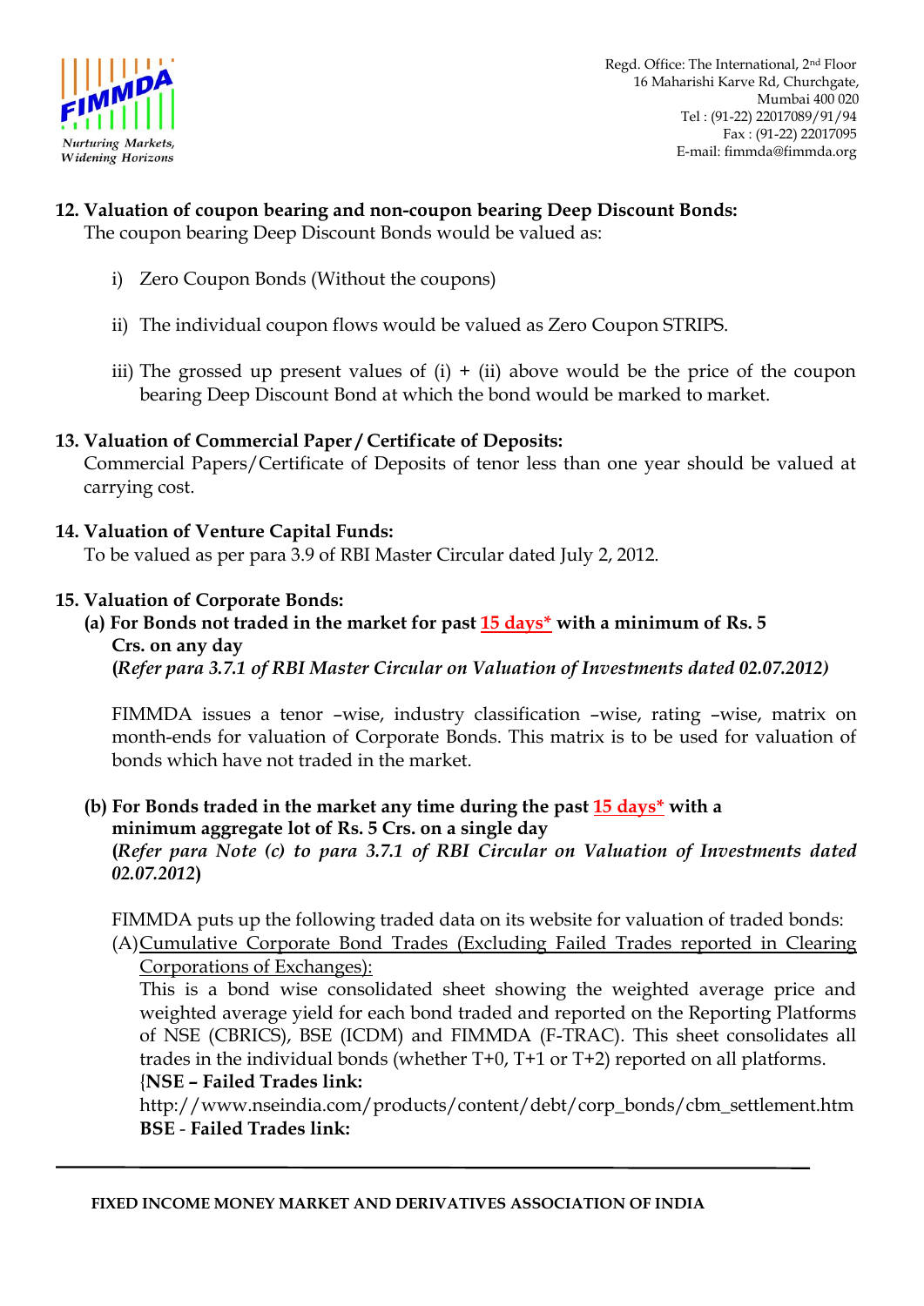**12. Valuation of coupon bearing and non-coupon bearing Deep Discount Bonds:**

The coupon bearing Deep Discount Bonds would be valued as:

i) Zero Coupon Bonds (Without the coupons)

ii) The individual coupon flows would be valued as Zero Coupon STRIPS.

iii) The grossed up present values of (i) + (ii) above would be the price of the coupon bearing Deep Discount Bond at which the bond would be marked to market.

**13. Valuation of Commercial Paper / Certificate of Deposits:**

Commercial Papers/Certificate of Deposits of tenor less than one year should be valued at carrying cost.

**14. Valuation of Venture Capital Funds:**

To be valued as per para 3.9 of RBI Master Circular dated July 2, 2012.

**15. Valuation of Corporate Bonds:**

**(a) For Bonds not traded in the market for past 15 days* with a minimum of Rs. 5 Crs. on any day**
**(*Refer para 3.7.1 of RBI Master Circular on Valuation of Investments dated 02.07.2012*)**

FIMMDA issues a tenor –wise, industry classification –wise, rating –wise, matrix on month-ends for valuation of Corporate Bonds. This matrix is to be used for valuation of bonds which have not traded in the market.

**(b) For Bonds traded in the market any time during the past 15 days* with a minimum aggregate lot of Rs. 5 Crs. on a single day**
**(*Refer para Note (c) to para 3.7.1 of RBI Circular on Valuation of Investments dated 02.07.2012*)**

FIMMDA puts up the following traded data on its website for valuation of traded bonds:

(A) Cumulative Corporate Bond Trades (Excluding Failed Trades reported in Clearing Corporations of Exchanges):

This is a bond wise consolidated sheet showing the weighted average price and weighted average yield for each bond traded and reported on the Reporting Platforms of NSE (CBRICS), BSE (ICDM) and FIMMDA (F-TRAC). This sheet consolidates all trades in the individual bonds (whether T+0, T+1 or T+2) reported on all platforms.

{**NSE – Failed Trades link:**
http://www.nseindia.com/products/content/debt/corp_bonds/cbm_settlement.htm
**BSE - Failed Trades link:**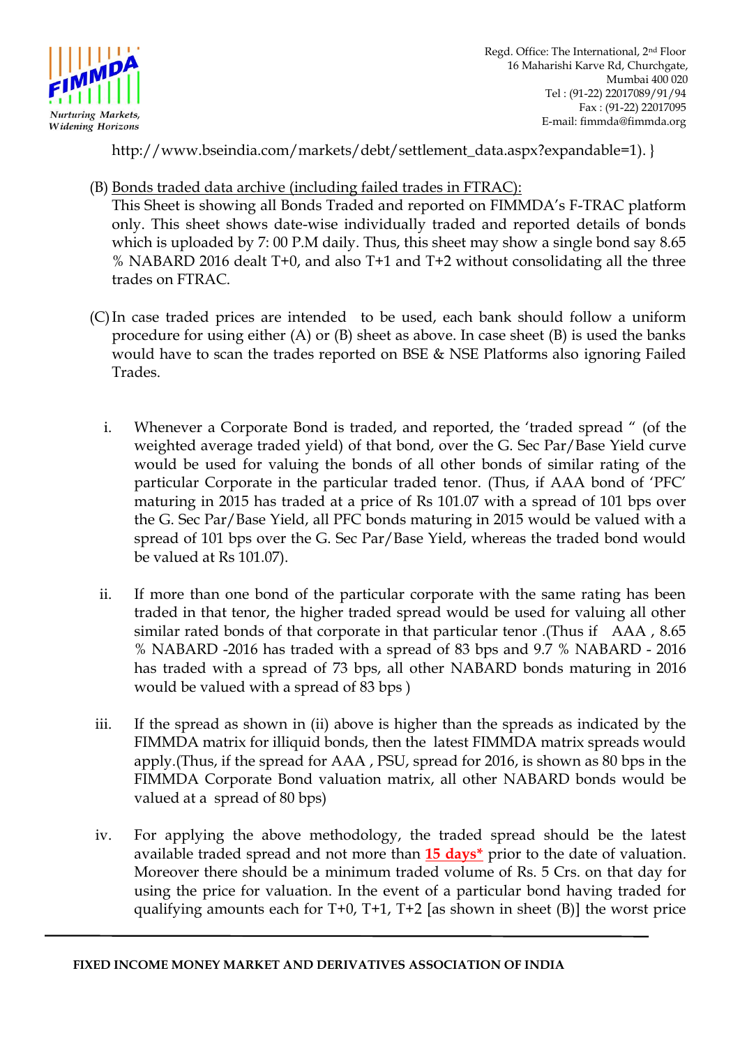http://www.bseindia.com/markets/debt/settlement_data.aspx?expandable=1). }

(B) Bonds traded data archive (including failed trades in FTRAC):
This Sheet is showing all Bonds Traded and reported on FIMMDA's F-TRAC platform only. This sheet shows date-wise individually traded and reported details of bonds which is uploaded by 7: 00 P.M daily. Thus, this sheet may show a single bond say 8.65 % NABARD 2016 dealt T+0, and also T+1 and T+2 without consolidating all the three trades on FTRAC.

(C) In case traded prices are intended to be used, each bank should follow a uniform procedure for using either (A) or (B) sheet as above. In case sheet (B) is used the banks would have to scan the trades reported on BSE & NSE Platforms also ignoring Failed Trades.

i. Whenever a Corporate Bond is traded, and reported, the 'traded spread " (of the weighted average traded yield) of that bond, over the G. Sec Par/Base Yield curve would be used for valuing the bonds of all other bonds of similar rating of the particular Corporate in the particular traded tenor. (Thus, if AAA bond of 'PFC' maturing in 2015 has traded at a price of Rs 101.07 with a spread of 101 bps over the G. Sec Par/Base Yield, all PFC bonds maturing in 2015 would be valued with a spread of 101 bps over the G. Sec Par/Base Yield, whereas the traded bond would be valued at Rs 101.07).

ii. If more than one bond of the particular corporate with the same rating has been traded in that tenor, the higher traded spread would be used for valuing all other similar rated bonds of that corporate in that particular tenor .(Thus if AAA , 8.65 % NABARD -2016 has traded with a spread of 83 bps and 9.7 % NABARD - 2016 has traded with a spread of 73 bps, all other NABARD bonds maturing in 2016 would be valued with a spread of 83 bps )

iii. If the spread as shown in (ii) above is higher than the spreads as indicated by the FIMMDA matrix for illiquid bonds, then the latest FIMMDA matrix spreads would apply.(Thus, if the spread for AAA , PSU, spread for 2016, is shown as 80 bps in the FIMMDA Corporate Bond valuation matrix, all other NABARD bonds would be valued at a spread of 80 bps)

iv. For applying the above methodology, the traded spread should be the latest available traded spread and not more than **15 days*** prior to the date of valuation. Moreover there should be a minimum traded volume of Rs. 5 Crs. on that day for using the price for valuation. In the event of a particular bond having traded for qualifying amounts each for T+0, T+1, T+2 [as shown in sheet (B)] the worst price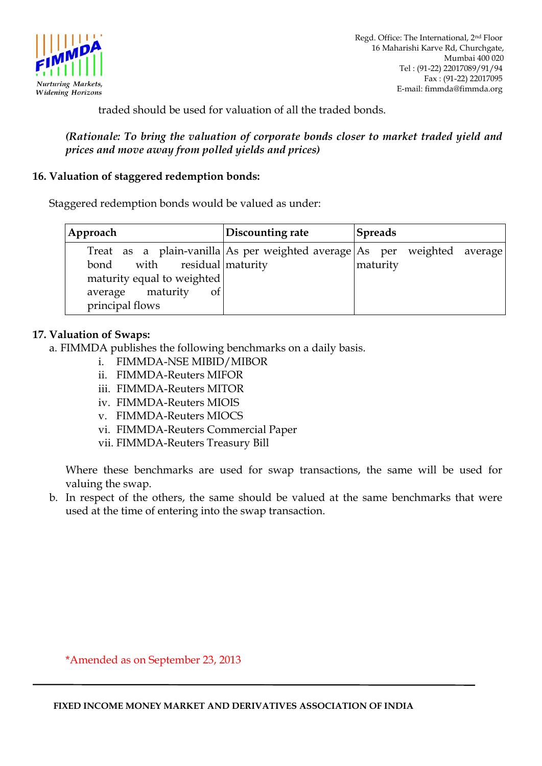traded should be used for valuation of all the traded bonds.

*(Rationale: To bring the valuation of corporate bonds closer to market traded yield and prices and move away from polled yields and prices)*

**16. Valuation of staggered redemption bonds:**

Staggered redemption bonds would be valued as under:

| Approach | Discounting rate | Spreads |
|---|---|---|
| Treat as a plain-vanilla bond with residual maturity equal to weighted average maturity of principal flows | As per weighted average maturity | As per weighted average maturity |

**17. Valuation of Swaps:**

a. FIMMDA publishes the following benchmarks on a daily basis.

   i. FIMMDA-NSE MIBID/MIBOR
   ii. FIMMDA-Reuters MIFOR
   iii. FIMMDA-Reuters MITOR
   iv. FIMMDA-Reuters MIOIS
   v. FIMMDA-Reuters MIOCS
   vi. FIMMDA-Reuters Commercial Paper
   vii. FIMMDA-Reuters Treasury Bill

   Where these benchmarks are used for swap transactions, the same will be used for valuing the swap.

b. In respect of the others, the same should be valued at the same benchmarks that were used at the time of entering into the swap transaction.

*Amended as on September 23, 2013